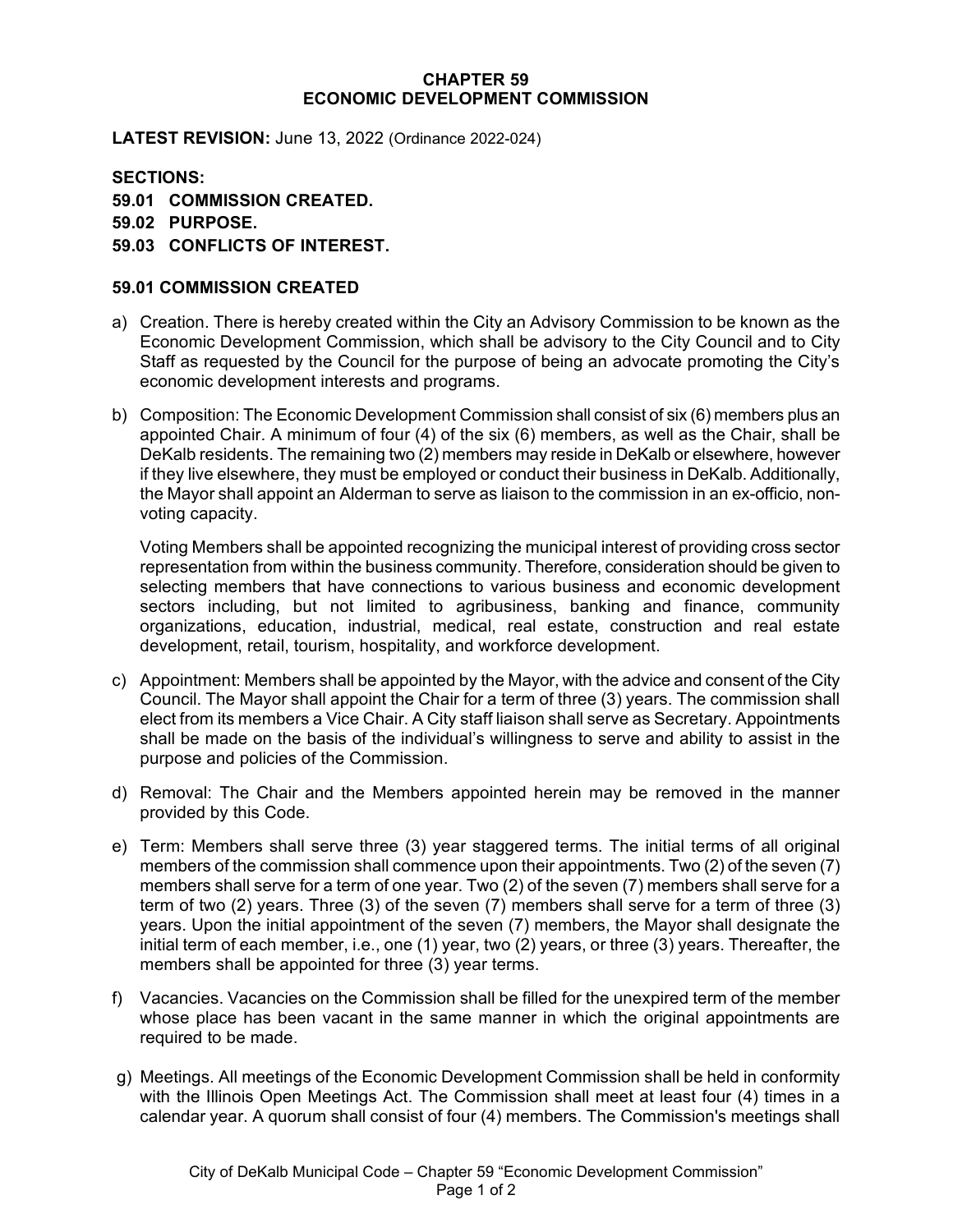# CHAPTER 59
# ECONOMIC DEVELOPMENT COMMISSION

**LATEST REVISION:** June 13, 2022 (Ordinance 2022-024)

**SECTIONS:**
**59.01 COMMISSION CREATED.**
**59.02 PURPOSE.**
**59.03 CONFLICTS OF INTEREST.**

## 59.01 COMMISSION CREATED

a) Creation. There is hereby created within the City an Advisory Commission to be known as the Economic Development Commission, which shall be advisory to the City Council and to City Staff as requested by the Council for the purpose of being an advocate promoting the City's economic development interests and programs.

b) Composition: The Economic Development Commission shall consist of six (6) members plus an appointed Chair. A minimum of four (4) of the six (6) members, as well as the Chair, shall be DeKalb residents. The remaining two (2) members may reside in DeKalb or elsewhere, however if they live elsewhere, they must be employed or conduct their business in DeKalb. Additionally, the Mayor shall appoint an Alderman to serve as liaison to the commission in an ex-officio, non-voting capacity.

   Voting Members shall be appointed recognizing the municipal interest of providing cross sector representation from within the business community. Therefore, consideration should be given to selecting members that have connections to various business and economic development sectors including, but not limited to agribusiness, banking and finance, community organizations, education, industrial, medical, real estate, construction and real estate development, retail, tourism, hospitality, and workforce development.

c) Appointment: Members shall be appointed by the Mayor, with the advice and consent of the City Council. The Mayor shall appoint the Chair for a term of three (3) years. The commission shall elect from its members a Vice Chair. A City staff liaison shall serve as Secretary. Appointments shall be made on the basis of the individual's willingness to serve and ability to assist in the purpose and policies of the Commission.

d) Removal: The Chair and the Members appointed herein may be removed in the manner provided by this Code.

e) Term: Members shall serve three (3) year staggered terms. The initial terms of all original members of the commission shall commence upon their appointments. Two (2) of the seven (7) members shall serve for a term of one year. Two (2) of the seven (7) members shall serve for a term of two (2) years. Three (3) of the seven (7) members shall serve for a term of three (3) years. Upon the initial appointment of the seven (7) members, the Mayor shall designate the initial term of each member, i.e., one (1) year, two (2) years, or three (3) years. Thereafter, the members shall be appointed for three (3) year terms.

f) Vacancies. Vacancies on the Commission shall be filled for the unexpired term of the member whose place has been vacant in the same manner in which the original appointments are required to be made.

g) Meetings. All meetings of the Economic Development Commission shall be held in conformity with the Illinois Open Meetings Act. The Commission shall meet at least four (4) times in a calendar year. A quorum shall consist of four (4) members. The Commission's meetings shall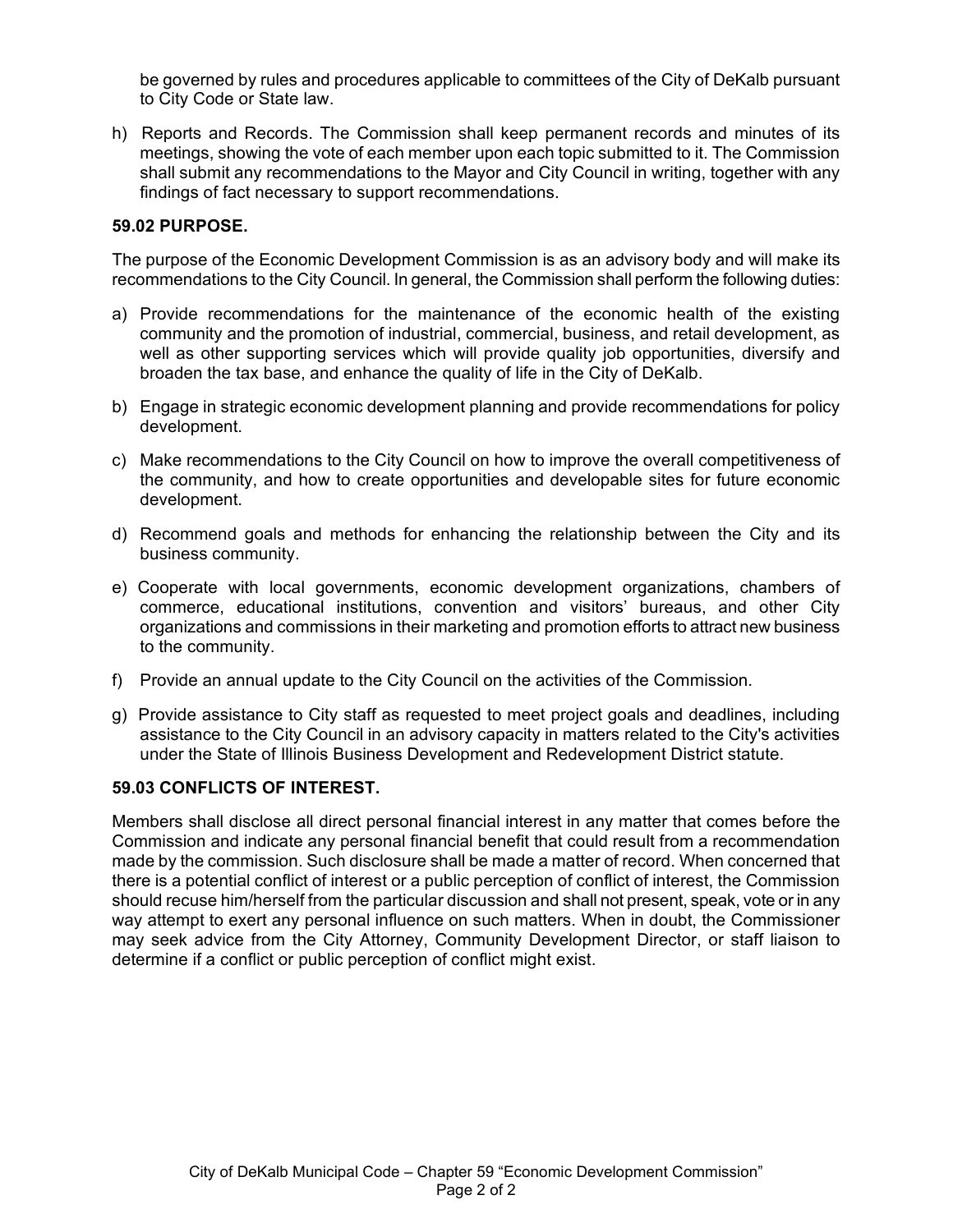be governed by rules and procedures applicable to committees of the City of DeKalb pursuant to City Code or State law.

h) Reports and Records. The Commission shall keep permanent records and minutes of its meetings, showing the vote of each member upon each topic submitted to it. The Commission shall submit any recommendations to the Mayor and City Council in writing, together with any findings of fact necessary to support recommendations.

**59.02 PURPOSE.**

The purpose of the Economic Development Commission is as an advisory body and will make its recommendations to the City Council. In general, the Commission shall perform the following duties:

a) Provide recommendations for the maintenance of the economic health of the existing community and the promotion of industrial, commercial, business, and retail development, as well as other supporting services which will provide quality job opportunities, diversify and broaden the tax base, and enhance the quality of life in the City of DeKalb.

b) Engage in strategic economic development planning and provide recommendations for policy development.

c) Make recommendations to the City Council on how to improve the overall competitiveness of the community, and how to create opportunities and developable sites for future economic development.

d) Recommend goals and methods for enhancing the relationship between the City and its business community.

e) Cooperate with local governments, economic development organizations, chambers of commerce, educational institutions, convention and visitors' bureaus, and other City organizations and commissions in their marketing and promotion efforts to attract new business to the community.

f) Provide an annual update to the City Council on the activities of the Commission.

g) Provide assistance to City staff as requested to meet project goals and deadlines, including assistance to the City Council in an advisory capacity in matters related to the City's activities under the State of Illinois Business Development and Redevelopment District statute.

**59.03 CONFLICTS OF INTEREST.**

Members shall disclose all direct personal financial interest in any matter that comes before the Commission and indicate any personal financial benefit that could result from a recommendation made by the commission. Such disclosure shall be made a matter of record. When concerned that there is a potential conflict of interest or a public perception of conflict of interest, the Commission should recuse him/herself from the particular discussion and shall not present, speak, vote or in any way attempt to exert any personal influence on such matters. When in doubt, the Commissioner may seek advice from the City Attorney, Community Development Director, or staff liaison to determine if a conflict or public perception of conflict might exist.